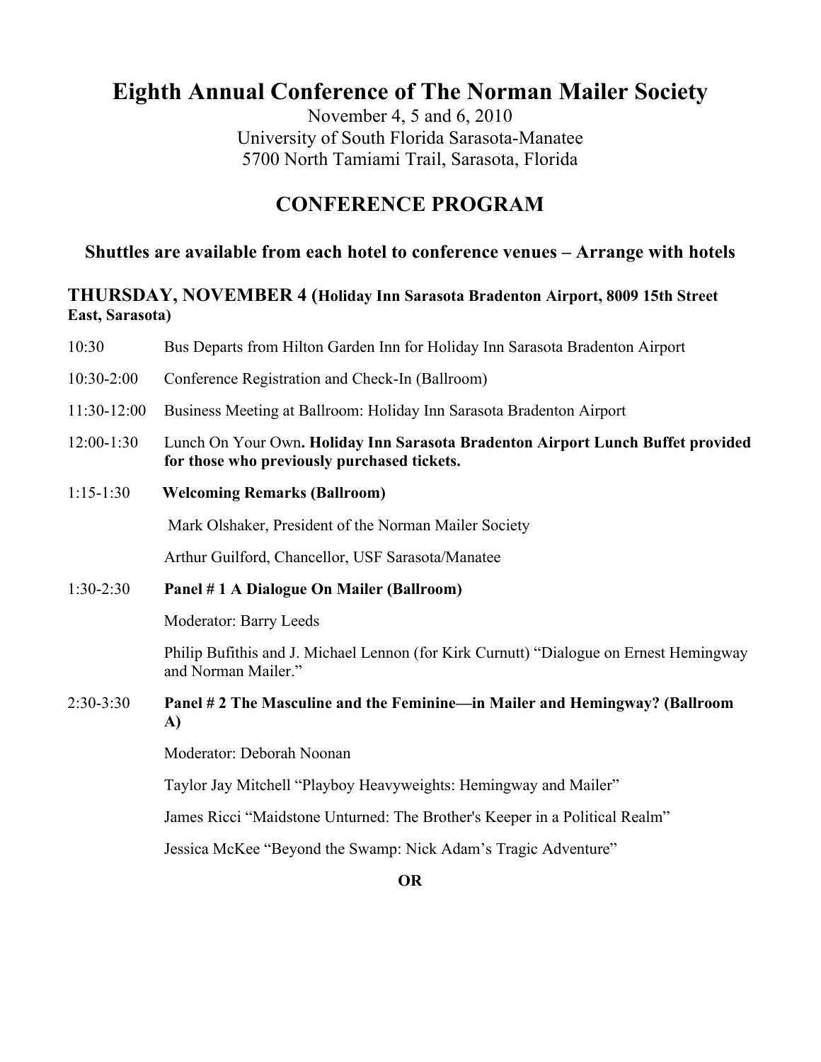# Eighth Annual Conference of The Norman Mailer Society

November 4, 5 and 6, 2010
University of South Florida Sarasota-Manatee
5700 North Tamiami Trail, Sarasota, Florida

## CONFERENCE PROGRAM

### Shuttles are available from each hotel to conference venues – Arrange with hotels

### THURSDAY, NOVEMBER 4 (Holiday Inn Sarasota Bradenton Airport, 8009 15th Street East, Sarasota)

10:30 Bus Departs from Hilton Garden Inn for Holiday Inn Sarasota Bradenton Airport

10:30-2:00 Conference Registration and Check-In (Ballroom)

11:30-12:00 Business Meeting at Ballroom: Holiday Inn Sarasota Bradenton Airport

12:00-1:30 Lunch On Your Own**. Holiday Inn Sarasota Bradenton Airport Lunch Buffet provided for those who previously purchased tickets.**

1:15-1:30 **Welcoming Remarks (Ballroom)**

Mark Olshaker, President of the Norman Mailer Society

Arthur Guilford, Chancellor, USF Sarasota/Manatee

1:30-2:30 **Panel # 1 A Dialogue On Mailer (Ballroom)**

Moderator: Barry Leeds

Philip Bufithis and J. Michael Lennon (for Kirk Curnutt) "Dialogue on Ernest Hemingway and Norman Mailer."

2:30-3:30 **Panel # 2 The Masculine and the Feminine—in Mailer and Hemingway? (Ballroom A)**

Moderator: Deborah Noonan

Taylor Jay Mitchell "Playboy Heavyweights: Hemingway and Mailer"

James Ricci "Maidstone Unturned: The Brother's Keeper in a Political Realm"

Jessica McKee "Beyond the Swamp: Nick Adam's Tragic Adventure"

**OR**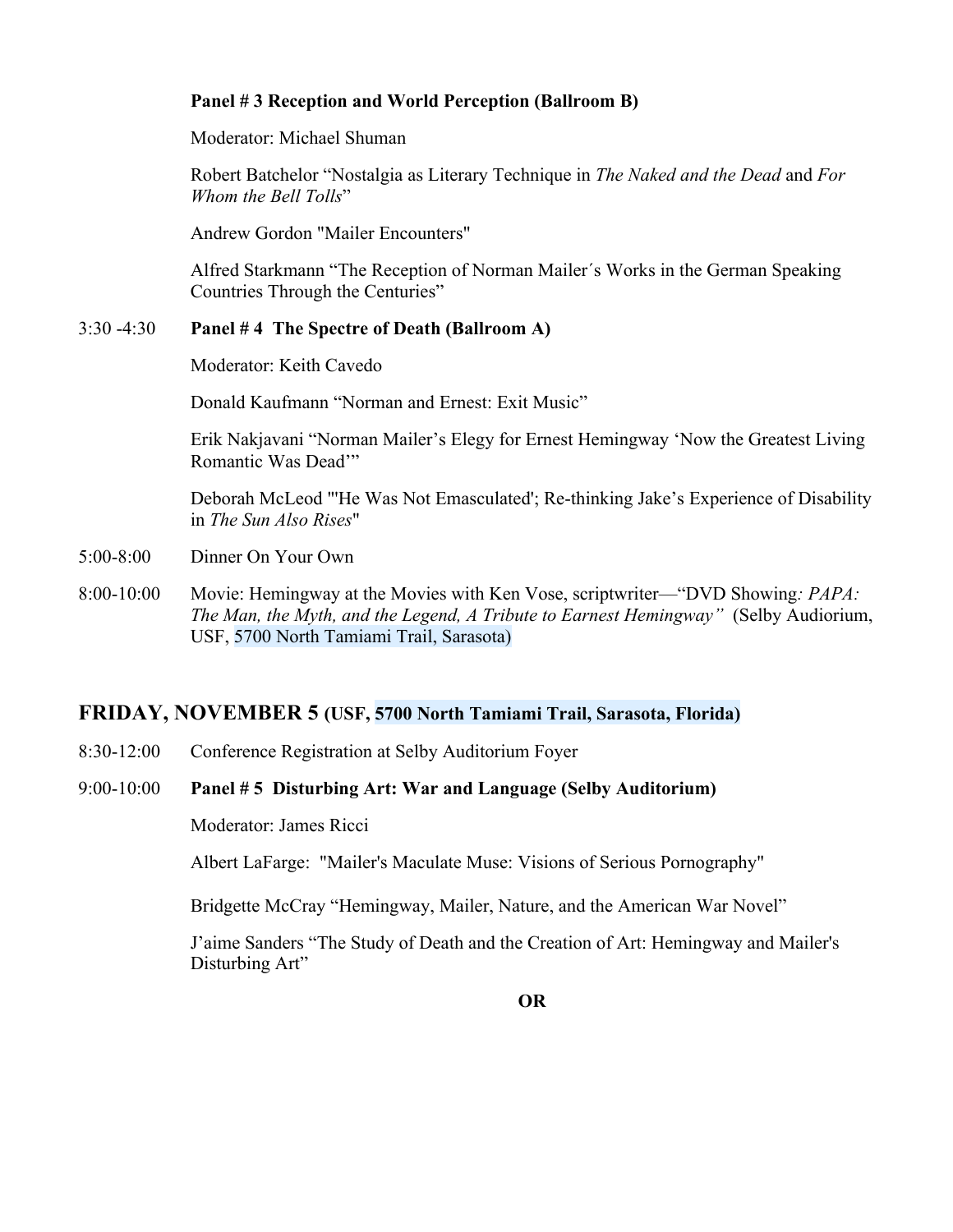**Panel # 3 Reception and World Perception (Ballroom B)**

Moderator: Michael Shuman

Robert Batchelor "Nostalgia as Literary Technique in *The Naked and the Dead* and *For Whom the Bell Tolls*"

Andrew Gordon "Mailer Encounters"

Alfred Starkmann "The Reception of Norman Mailer´s Works in the German Speaking Countries Through the Centuries"

3:30 -4:30 **Panel # 4 The Spectre of Death (Ballroom A)**

Moderator: Keith Cavedo

Donald Kaufmann "Norman and Ernest: Exit Music"

Erik Nakjavani "Norman Mailer's Elegy for Ernest Hemingway 'Now the Greatest Living Romantic Was Dead'"

Deborah McLeod "'He Was Not Emasculated'; Re-thinking Jake's Experience of Disability in *The Sun Also Rises*"

5:00-8:00 Dinner On Your Own

8:00-10:00 Movie: Hemingway at the Movies with Ken Vose, scriptwriter—"DVD Showing*: PAPA: The Man, the Myth, and the Legend, A Tribute to Earnest Hemingway"* (Selby Audiorium, USF, 5700 North Tamiami Trail, Sarasota)

## FRIDAY, NOVEMBER 5 (USF, 5700 North Tamiami Trail, Sarasota, Florida)

8:30-12:00 Conference Registration at Selby Auditorium Foyer

9:00-10:00 **Panel # 5 Disturbing Art: War and Language (Selby Auditorium)**

Moderator: James Ricci

Albert LaFarge: "Mailer's Maculate Muse: Visions of Serious Pornography"

Bridgette McCray "Hemingway, Mailer, Nature, and the American War Novel"

J'aime Sanders "The Study of Death and the Creation of Art: Hemingway and Mailer's Disturbing Art"

**OR**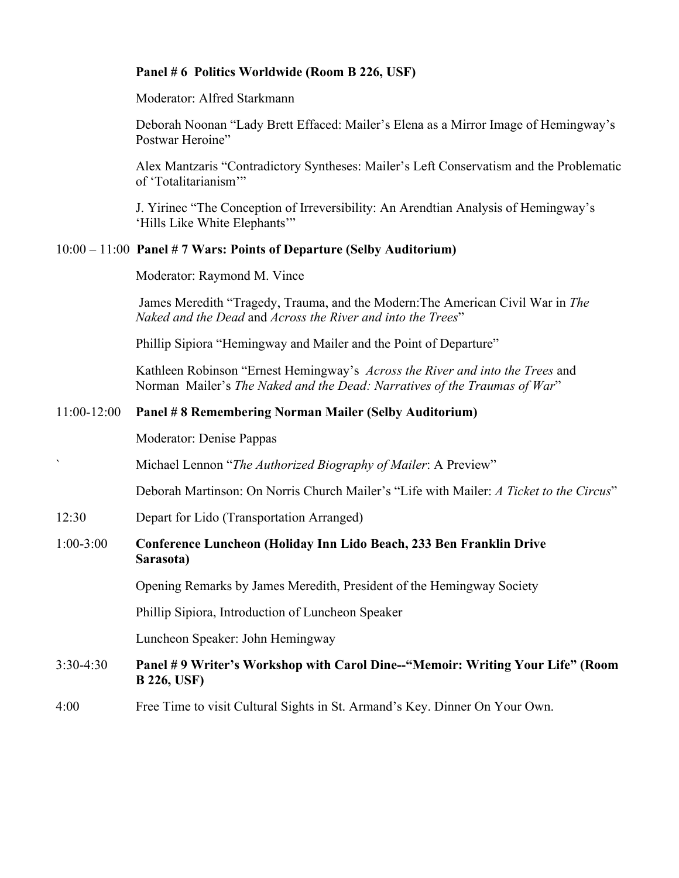**Panel # 6 Politics Worldwide (Room B 226, USF)**

Moderator: Alfred Starkmann

Deborah Noonan "Lady Brett Effaced: Mailer's Elena as a Mirror Image of Hemingway's Postwar Heroine"

Alex Mantzaris "Contradictory Syntheses: Mailer's Left Conservatism and the Problematic of 'Totalitarianism'"

J. Yirinec "The Conception of Irreversibility: An Arendtian Analysis of Hemingway's 'Hills Like White Elephants'"

10:00 – 11:00 **Panel # 7 Wars: Points of Departure (Selby Auditorium)**

Moderator: Raymond M. Vince

James Meredith "Tragedy, Trauma, and the Modern:The American Civil War in *The Naked and the Dead* and *Across the River and into the Trees*"

Phillip Sipiora "Hemingway and Mailer and the Point of Departure"

Kathleen Robinson "Ernest Hemingway's *Across the River and into the Trees* and Norman Mailer's *The Naked and the Dead: Narratives of the Traumas of War*"

11:00-12:00 **Panel # 8 Remembering Norman Mailer (Selby Auditorium)**

Moderator: Denise Pappas

` Michael Lennon "*The Authorized Biography of Mailer*: A Preview"

Deborah Martinson: On Norris Church Mailer's "Life with Mailer: *A Ticket to the Circus*"

12:30 Depart for Lido (Transportation Arranged)

1:00-3:00 **Conference Luncheon (Holiday Inn Lido Beach, 233 Ben Franklin Drive Sarasota)**

Opening Remarks by James Meredith, President of the Hemingway Society

Phillip Sipiora, Introduction of Luncheon Speaker

Luncheon Speaker: John Hemingway

3:30-4:30 **Panel # 9 Writer's Workshop with Carol Dine--"Memoir: Writing Your Life" (Room B 226, USF)**

4:00 Free Time to visit Cultural Sights in St. Armand's Key. Dinner On Your Own.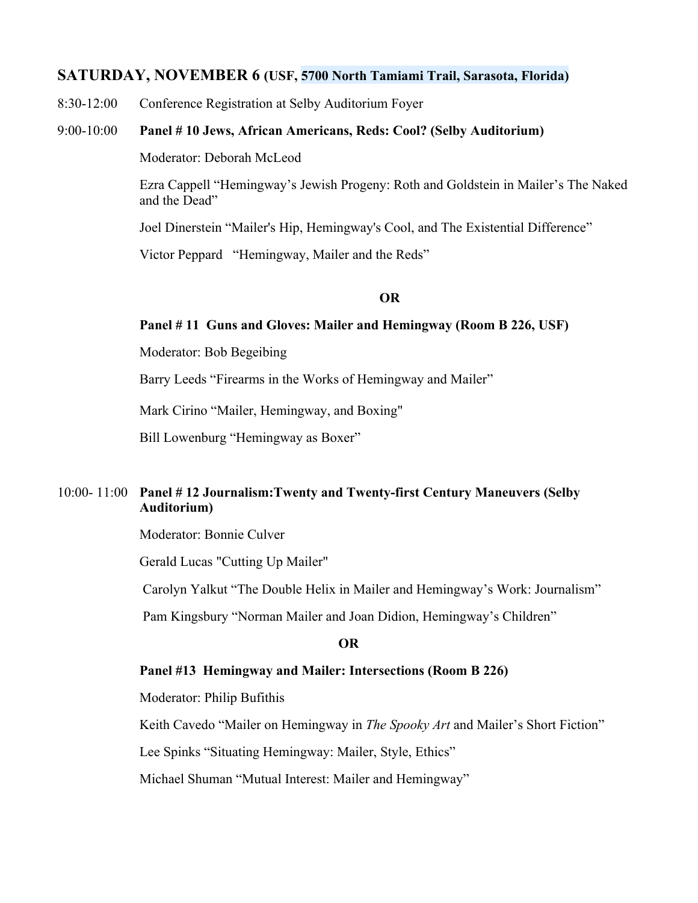## SATURDAY, NOVEMBER 6 (USF, 5700 North Tamiami Trail, Sarasota, Florida)

8:30-12:00 Conference Registration at Selby Auditorium Foyer

9:00-10:00 **Panel # 10 Jews, African Americans, Reds: Cool? (Selby Auditorium)**

Moderator: Deborah McLeod

Ezra Cappell "Hemingway's Jewish Progeny: Roth and Goldstein in Mailer's The Naked and the Dead"

Joel Dinerstein "Mailer's Hip, Hemingway's Cool, and The Existential Difference"

Victor Peppard "Hemingway, Mailer and the Reds"

**OR**

**Panel # 11 Guns and Gloves: Mailer and Hemingway (Room B 226, USF)**

Moderator: Bob Begeibing

Barry Leeds "Firearms in the Works of Hemingway and Mailer"

Mark Cirino "Mailer, Hemingway, and Boxing"

Bill Lowenburg "Hemingway as Boxer"

10:00- 11:00 **Panel # 12 Journalism:Twenty and Twenty-first Century Maneuvers (Selby Auditorium)**

Moderator: Bonnie Culver

Gerald Lucas "Cutting Up Mailer"

Carolyn Yalkut "The Double Helix in Mailer and Hemingway's Work: Journalism"

Pam Kingsbury "Norman Mailer and Joan Didion, Hemingway's Children"

**OR**

**Panel #13 Hemingway and Mailer: Intersections (Room B 226)**

Moderator: Philip Bufithis

Keith Cavedo "Mailer on Hemingway in *The Spooky Art* and Mailer's Short Fiction"

Lee Spinks "Situating Hemingway: Mailer, Style, Ethics"

Michael Shuman "Mutual Interest: Mailer and Hemingway"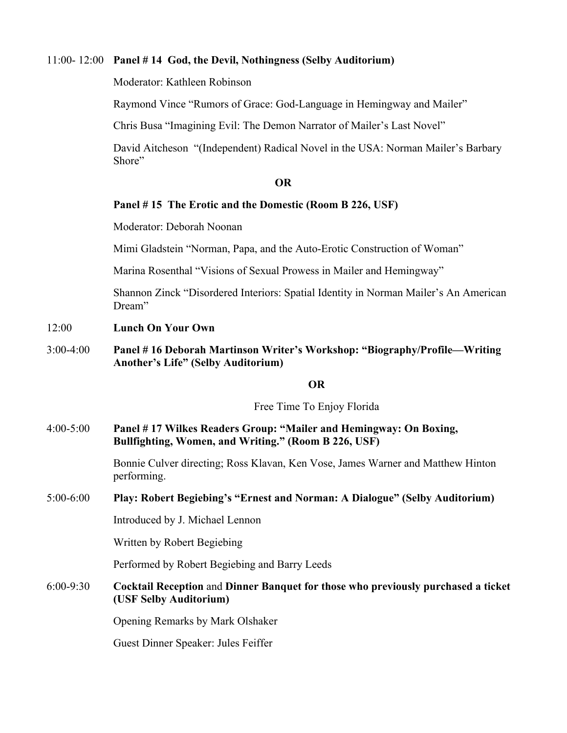11:00- 12:00 **Panel # 14 God, the Devil, Nothingness (Selby Auditorium)**

Moderator: Kathleen Robinson

Raymond Vince “Rumors of Grace: God-Language in Hemingway and Mailer”

Chris Busa “Imagining Evil: The Demon Narrator of Mailer’s Last Novel”

David Aitcheson “(Independent) Radical Novel in the USA: Norman Mailer’s Barbary Shore”

**OR**

**Panel # 15 The Erotic and the Domestic (Room B 226, USF)**

Moderator: Deborah Noonan

Mimi Gladstein “Norman, Papa, and the Auto-Erotic Construction of Woman”

Marina Rosenthal “Visions of Sexual Prowess in Mailer and Hemingway”

Shannon Zinck “Disordered Interiors: Spatial Identity in Norman Mailer’s An American Dream”

12:00 **Lunch On Your Own**

3:00-4:00 **Panel # 16 Deborah Martinson Writer’s Workshop: “Biography/Profile—Writing Another’s Life” (Selby Auditorium)**

**OR**

Free Time To Enjoy Florida

4:00-5:00 **Panel # 17 Wilkes Readers Group: “Mailer and Hemingway: On Boxing, Bullfighting, Women, and Writing.” (Room B 226, USF)**

Bonnie Culver directing; Ross Klavan, Ken Vose, James Warner and Matthew Hinton performing.

5:00-6:00 **Play: Robert Begiebing’s “Ernest and Norman: A Dialogue” (Selby Auditorium)**

Introduced by J. Michael Lennon

Written by Robert Begiebing

Performed by Robert Begiebing and Barry Leeds

6:00-9:30 **Cocktail Reception** and **Dinner Banquet for those who previously purchased a ticket (USF Selby Auditorium)**

Opening Remarks by Mark Olshaker

Guest Dinner Speaker: Jules Feiffer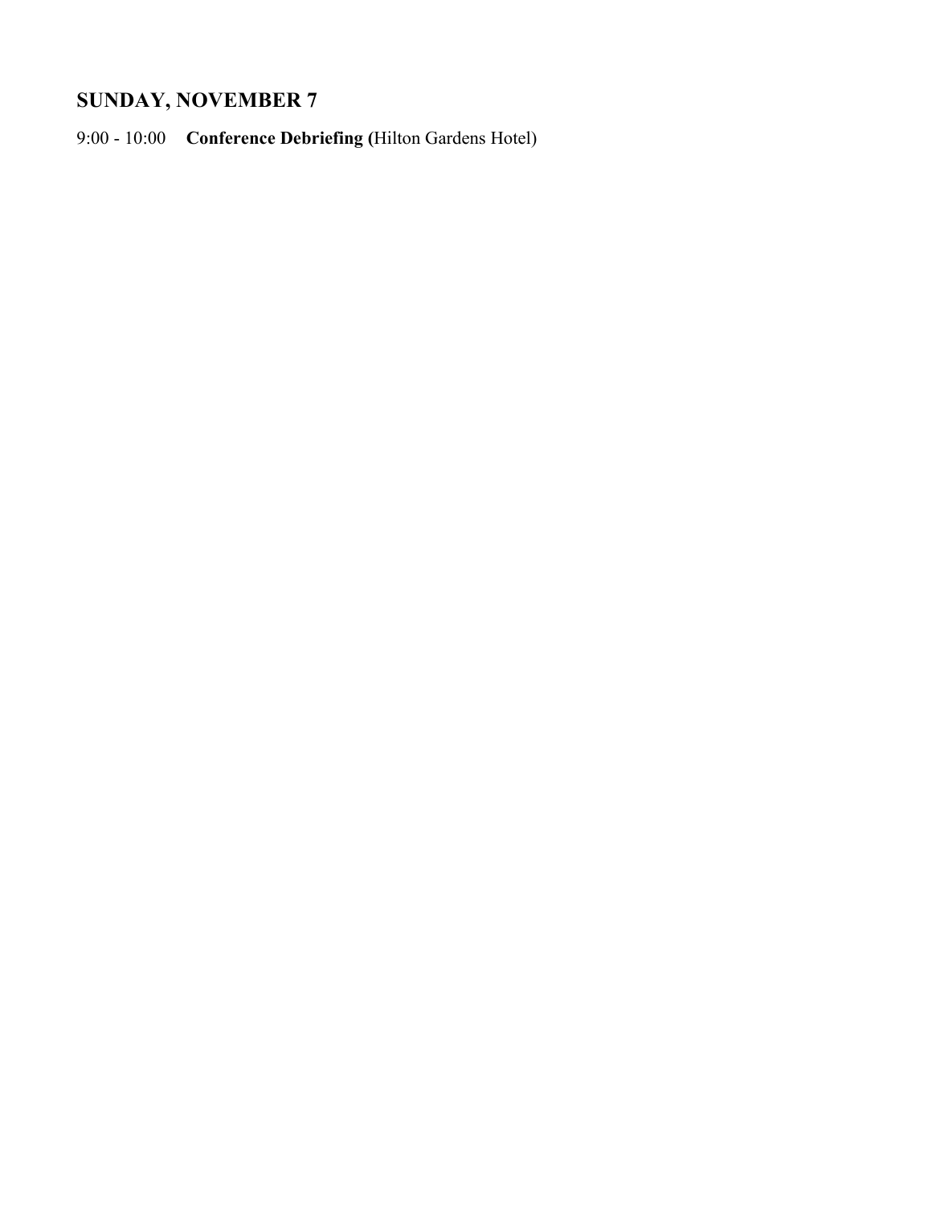## SUNDAY, NOVEMBER 7

9:00 - 10:00 **Conference Debriefing (**Hilton Gardens Hotel)